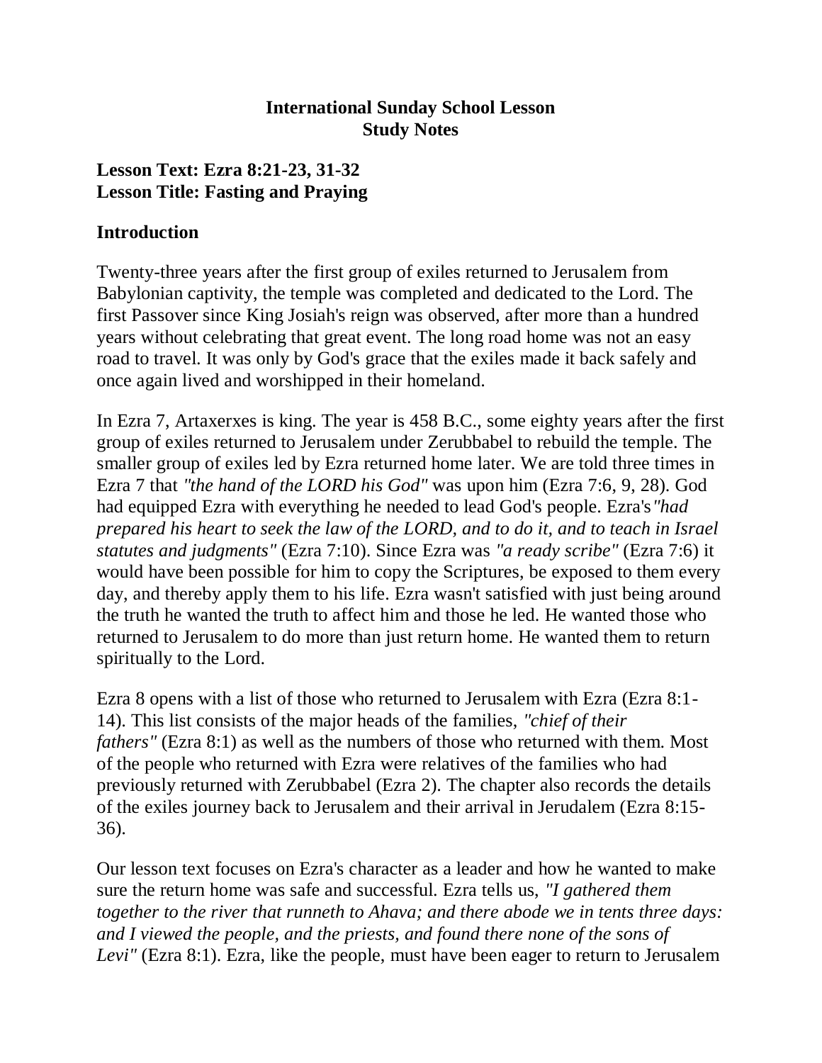**International Sunday School Lesson**
**Study Notes**

**Lesson Text: Ezra 8:21-23, 31-32**
**Lesson Title: Fasting and Praying**

## Introduction

Twenty-three years after the first group of exiles returned to Jerusalem from Babylonian captivity, the temple was completed and dedicated to the Lord. The first Passover since King Josiah's reign was observed, after more than a hundred years without celebrating that great event. The long road home was not an easy road to travel. It was only by God's grace that the exiles made it back safely and once again lived and worshipped in their homeland.

In Ezra 7, Artaxerxes is king. The year is 458 B.C., some eighty years after the first group of exiles returned to Jerusalem under Zerubbabel to rebuild the temple. The smaller group of exiles led by Ezra returned home later. We are told three times in Ezra 7 that *"the hand of the LORD his God"* was upon him (Ezra 7:6, 9, 28). God had equipped Ezra with everything he needed to lead God's people. Ezra's *"had prepared his heart to seek the law of the LORD, and to do it, and to teach in Israel statutes and judgments"* (Ezra 7:10). Since Ezra was *"a ready scribe"* (Ezra 7:6) it would have been possible for him to copy the Scriptures, be exposed to them every day, and thereby apply them to his life. Ezra wasn't satisfied with just being around the truth he wanted the truth to affect him and those he led. He wanted those who returned to Jerusalem to do more than just return home. He wanted them to return spiritually to the Lord.

Ezra 8 opens with a list of those who returned to Jerusalem with Ezra (Ezra 8:1-14). This list consists of the major heads of the families, *"chief of their fathers"* (Ezra 8:1) as well as the numbers of those who returned with them. Most of the people who returned with Ezra were relatives of the families who had previously returned with Zerubbabel (Ezra 2). The chapter also records the details of the exiles journey back to Jerusalem and their arrival in Jerudalem (Ezra 8:15-36).

Our lesson text focuses on Ezra's character as a leader and how he wanted to make sure the return home was safe and successful. Ezra tells us, *"I gathered them together to the river that runneth to Ahava; and there abode we in tents three days: and I viewed the people, and the priests, and found there none of the sons of Levi"* (Ezra 8:1). Ezra, like the people, must have been eager to return to Jerusalem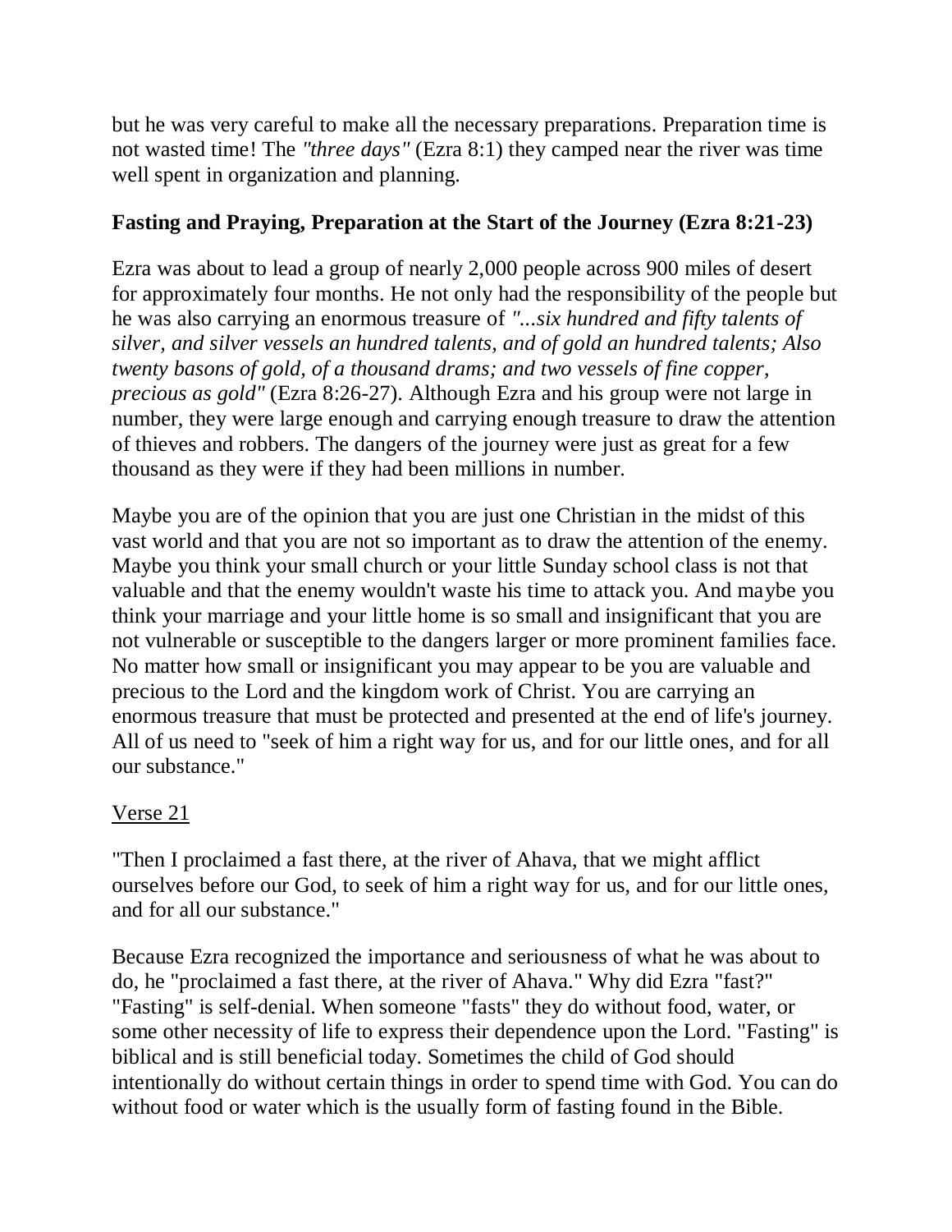but he was very careful to make all the necessary preparations. Preparation time is not wasted time! The *"three days"* (Ezra 8:1) they camped near the river was time well spent in organization and planning.

### Fasting and Praying, Preparation at the Start of the Journey (Ezra 8:21-23)

Ezra was about to lead a group of nearly 2,000 people across 900 miles of desert for approximately four months. He not only had the responsibility of the people but he was also carrying an enormous treasure of *"...six hundred and fifty talents of silver, and silver vessels an hundred talents, and of gold an hundred talents; Also twenty basons of gold, of a thousand drams; and two vessels of fine copper, precious as gold"* (Ezra 8:26-27). Although Ezra and his group were not large in number, they were large enough and carrying enough treasure to draw the attention of thieves and robbers. The dangers of the journey were just as great for a few thousand as they were if they had been millions in number.

Maybe you are of the opinion that you are just one Christian in the midst of this vast world and that you are not so important as to draw the attention of the enemy. Maybe you think your small church or your little Sunday school class is not that valuable and that the enemy wouldn't waste his time to attack you. And maybe you think your marriage and your little home is so small and insignificant that you are not vulnerable or susceptible to the dangers larger or more prominent families face. No matter how small or insignificant you may appear to be you are valuable and precious to the Lord and the kingdom work of Christ. You are carrying an enormous treasure that must be protected and presented at the end of life's journey. All of us need to "seek of him a right way for us, and for our little ones, and for all our substance."

<u>Verse 21</u>

"Then I proclaimed a fast there, at the river of Ahava, that we might afflict ourselves before our God, to seek of him a right way for us, and for our little ones, and for all our substance."

Because Ezra recognized the importance and seriousness of what he was about to do, he "proclaimed a fast there, at the river of Ahava." Why did Ezra "fast?" "Fasting" is self-denial. When someone "fasts" they do without food, water, or some other necessity of life to express their dependence upon the Lord. "Fasting" is biblical and is still beneficial today. Sometimes the child of God should intentionally do without certain things in order to spend time with God. You can do without food or water which is the usually form of fasting found in the Bible.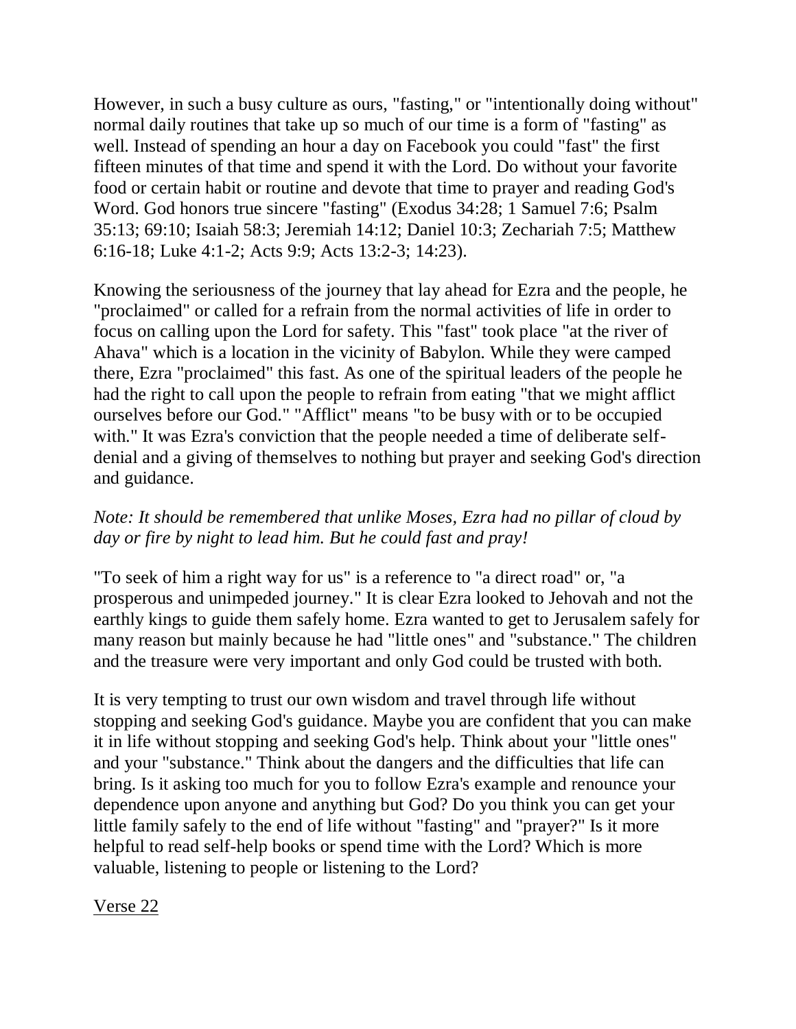However, in such a busy culture as ours, "fasting," or "intentionally doing without" normal daily routines that take up so much of our time is a form of "fasting" as well. Instead of spending an hour a day on Facebook you could "fast" the first fifteen minutes of that time and spend it with the Lord. Do without your favorite food or certain habit or routine and devote that time to prayer and reading God's Word. God honors true sincere "fasting" (Exodus 34:28; 1 Samuel 7:6; Psalm 35:13; 69:10; Isaiah 58:3; Jeremiah 14:12; Daniel 10:3; Zechariah 7:5; Matthew 6:16-18; Luke 4:1-2; Acts 9:9; Acts 13:2-3; 14:23).

Knowing the seriousness of the journey that lay ahead for Ezra and the people, he "proclaimed" or called for a refrain from the normal activities of life in order to focus on calling upon the Lord for safety. This "fast" took place "at the river of Ahava" which is a location in the vicinity of Babylon. While they were camped there, Ezra "proclaimed" this fast. As one of the spiritual leaders of the people he had the right to call upon the people to refrain from eating "that we might afflict ourselves before our God." "Afflict" means "to be busy with or to be occupied with." It was Ezra's conviction that the people needed a time of deliberate self-denial and a giving of themselves to nothing but prayer and seeking God's direction and guidance.

*Note: It should be remembered that unlike Moses, Ezra had no pillar of cloud by day or fire by night to lead him. But he could fast and pray!*

"To seek of him a right way for us" is a reference to "a direct road" or, "a prosperous and unimpeded journey." It is clear Ezra looked to Jehovah and not the earthly kings to guide them safely home. Ezra wanted to get to Jerusalem safely for many reason but mainly because he had "little ones" and "substance." The children and the treasure were very important and only God could be trusted with both.

It is very tempting to trust our own wisdom and travel through life without stopping and seeking God's guidance. Maybe you are confident that you can make it in life without stopping and seeking God's help. Think about your "little ones" and your "substance." Think about the dangers and the difficulties that life can bring. Is it asking too much for you to follow Ezra's example and renounce your dependence upon anyone and anything but God? Do you think you can get your little family safely to the end of life without "fasting" and "prayer?" Is it more helpful to read self-help books or spend time with the Lord? Which is more valuable, listening to people or listening to the Lord?

<u>Verse 22</u>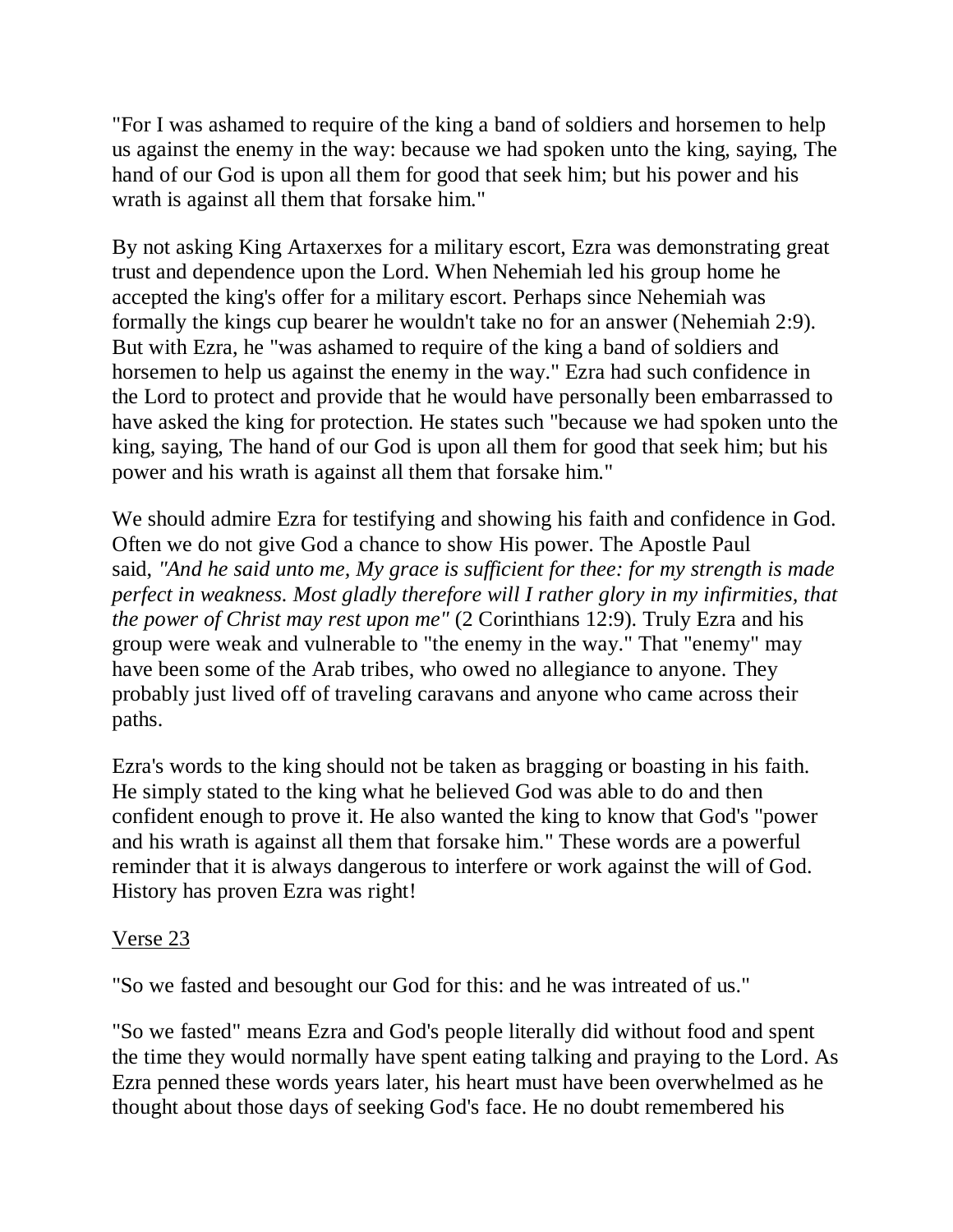"For I was ashamed to require of the king a band of soldiers and horsemen to help us against the enemy in the way: because we had spoken unto the king, saying, The hand of our God is upon all them for good that seek him; but his power and his wrath is against all them that forsake him."

By not asking King Artaxerxes for a military escort, Ezra was demonstrating great trust and dependence upon the Lord. When Nehemiah led his group home he accepted the king's offer for a military escort. Perhaps since Nehemiah was formally the kings cup bearer he wouldn't take no for an answer (Nehemiah 2:9). But with Ezra, he "was ashamed to require of the king a band of soldiers and horsemen to help us against the enemy in the way." Ezra had such confidence in the Lord to protect and provide that he would have personally been embarrassed to have asked the king for protection. He states such "because we had spoken unto the king, saying, The hand of our God is upon all them for good that seek him; but his power and his wrath is against all them that forsake him."

We should admire Ezra for testifying and showing his faith and confidence in God. Often we do not give God a chance to show His power. The Apostle Paul said, *"And he said unto me, My grace is sufficient for thee: for my strength is made perfect in weakness. Most gladly therefore will I rather glory in my infirmities, that the power of Christ may rest upon me"* (2 Corinthians 12:9). Truly Ezra and his group were weak and vulnerable to "the enemy in the way." That "enemy" may have been some of the Arab tribes, who owed no allegiance to anyone. They probably just lived off of traveling caravans and anyone who came across their paths.

Ezra's words to the king should not be taken as bragging or boasting in his faith. He simply stated to the king what he believed God was able to do and then confident enough to prove it. He also wanted the king to know that God's "power and his wrath is against all them that forsake him." These words are a powerful reminder that it is always dangerous to interfere or work against the will of God. History has proven Ezra was right!

<u>Verse 23</u>

"So we fasted and besought our God for this: and he was intreated of us."

"So we fasted" means Ezra and God's people literally did without food and spent the time they would normally have spent eating talking and praying to the Lord. As Ezra penned these words years later, his heart must have been overwhelmed as he thought about those days of seeking God's face. He no doubt remembered his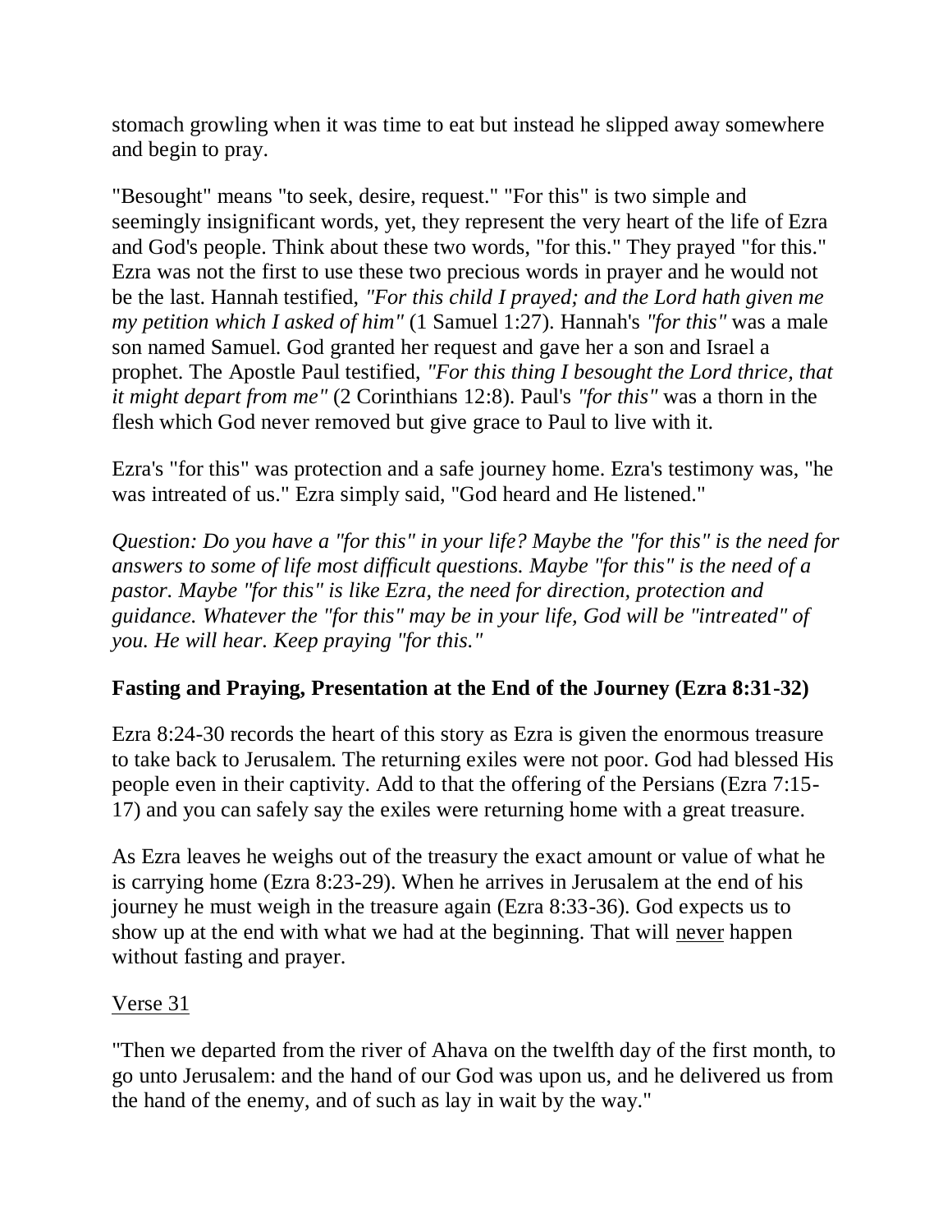stomach growling when it was time to eat but instead he slipped away somewhere and begin to pray.

"Besought" means "to seek, desire, request." "For this" is two simple and seemingly insignificant words, yet, they represent the very heart of the life of Ezra and God's people. Think about these two words, "for this." They prayed "for this." Ezra was not the first to use these two precious words in prayer and he would not be the last. Hannah testified, *"For this child I prayed; and the Lord hath given me my petition which I asked of him"* (1 Samuel 1:27). Hannah's *"for this"* was a male son named Samuel. God granted her request and gave her a son and Israel a prophet. The Apostle Paul testified, *"For this thing I besought the Lord thrice, that it might depart from me"* (2 Corinthians 12:8). Paul's *"for this"* was a thorn in the flesh which God never removed but give grace to Paul to live with it.

Ezra's "for this" was protection and a safe journey home. Ezra's testimony was, "he was intreated of us." Ezra simply said, "God heard and He listened."

*Question: Do you have a "for this" in your life? Maybe the "for this" is the need for answers to some of life most difficult questions. Maybe "for this" is the need of a pastor. Maybe "for this" is like Ezra, the need for direction, protection and guidance. Whatever the "for this" may be in your life, God will be "intreated" of you. He will hear. Keep praying "for this."*

**Fasting and Praying, Presentation at the End of the Journey (Ezra 8:31-32)**

Ezra 8:24-30 records the heart of this story as Ezra is given the enormous treasure to take back to Jerusalem. The returning exiles were not poor. God had blessed His people even in their captivity. Add to that the offering of the Persians (Ezra 7:15-17) and you can safely say the exiles were returning home with a great treasure.

As Ezra leaves he weighs out of the treasury the exact amount or value of what he is carrying home (Ezra 8:23-29). When he arrives in Jerusalem at the end of his journey he must weigh in the treasure again (Ezra 8:33-36). God expects us to show up at the end with what we had at the beginning. That will <u>never</u> happen without fasting and prayer.

<u>Verse 31</u>

"Then we departed from the river of Ahava on the twelfth day of the first month, to go unto Jerusalem: and the hand of our God was upon us, and he delivered us from the hand of the enemy, and of such as lay in wait by the way."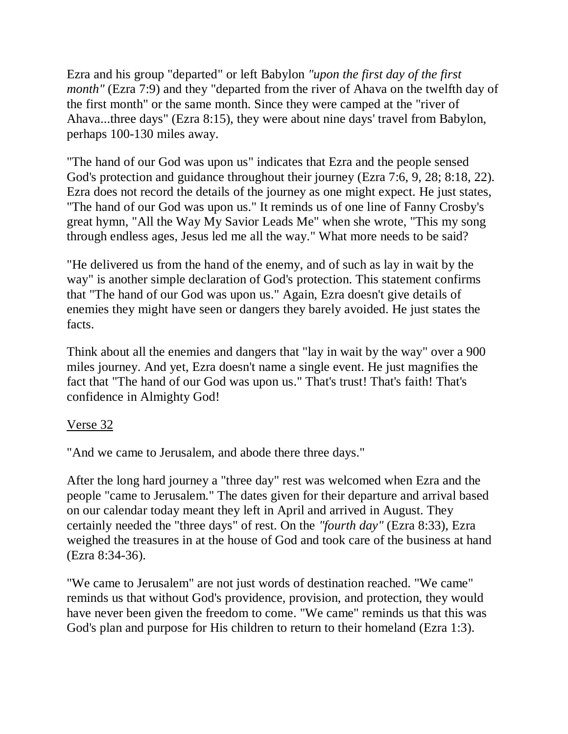Ezra and his group "departed" or left Babylon *"upon the first day of the first month"* (Ezra 7:9) and they "departed from the river of Ahava on the twelfth day of the first month" or the same month. Since they were camped at the "river of Ahava...three days" (Ezra 8:15), they were about nine days' travel from Babylon, perhaps 100-130 miles away.

"The hand of our God was upon us" indicates that Ezra and the people sensed God's protection and guidance throughout their journey (Ezra 7:6, 9, 28; 8:18, 22). Ezra does not record the details of the journey as one might expect. He just states, "The hand of our God was upon us." It reminds us of one line of Fanny Crosby's great hymn, "All the Way My Savior Leads Me" when she wrote, "This my song through endless ages, Jesus led me all the way." What more needs to be said?

"He delivered us from the hand of the enemy, and of such as lay in wait by the way" is another simple declaration of God's protection. This statement confirms that "The hand of our God was upon us." Again, Ezra doesn't give details of enemies they might have seen or dangers they barely avoided. He just states the facts.

Think about all the enemies and dangers that "lay in wait by the way" over a 900 miles journey. And yet, Ezra doesn't name a single event. He just magnifies the fact that "The hand of our God was upon us." That's trust! That's faith! That's confidence in Almighty God!

<u>Verse 32</u>

"And we came to Jerusalem, and abode there three days."

After the long hard journey a "three day" rest was welcomed when Ezra and the people "came to Jerusalem." The dates given for their departure and arrival based on our calendar today meant they left in April and arrived in August. They certainly needed the "three days" of rest. On the *"fourth day"* (Ezra 8:33), Ezra weighed the treasures in at the house of God and took care of the business at hand (Ezra 8:34-36).

"We came to Jerusalem" are not just words of destination reached. "We came" reminds us that without God's providence, provision, and protection, they would have never been given the freedom to come. "We came" reminds us that this was God's plan and purpose for His children to return to their homeland (Ezra 1:3).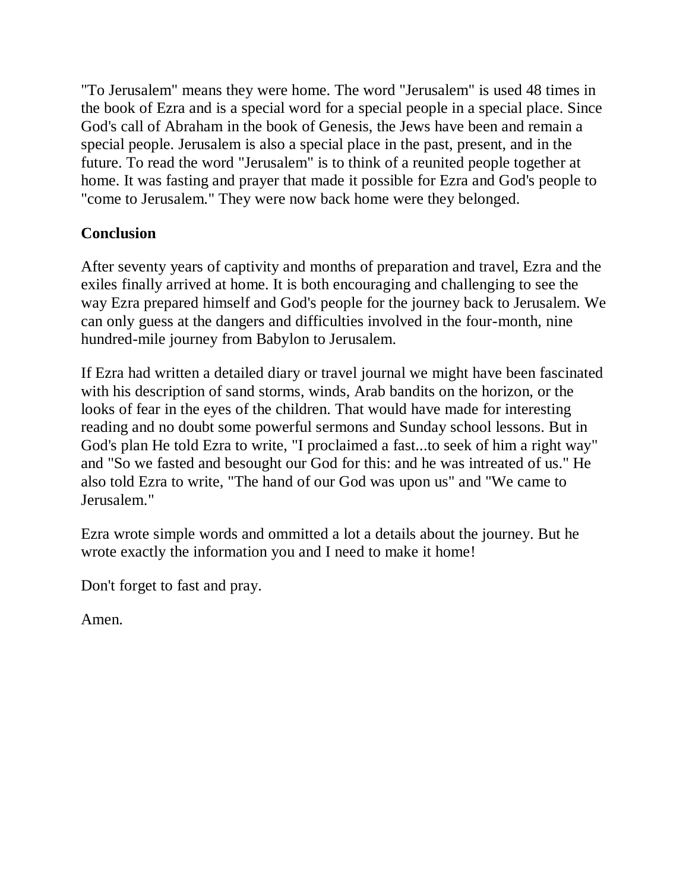"To Jerusalem" means they were home. The word "Jerusalem" is used 48 times in the book of Ezra and is a special word for a special people in a special place. Since God's call of Abraham in the book of Genesis, the Jews have been and remain a special people. Jerusalem is also a special place in the past, present, and in the future. To read the word "Jerusalem" is to think of a reunited people together at home. It was fasting and prayer that made it possible for Ezra and God's people to "come to Jerusalem." They were now back home were they belonged.

**Conclusion**

After seventy years of captivity and months of preparation and travel, Ezra and the exiles finally arrived at home. It is both encouraging and challenging to see the way Ezra prepared himself and God's people for the journey back to Jerusalem. We can only guess at the dangers and difficulties involved in the four-month, nine hundred-mile journey from Babylon to Jerusalem.

If Ezra had written a detailed diary or travel journal we might have been fascinated with his description of sand storms, winds, Arab bandits on the horizon, or the looks of fear in the eyes of the children. That would have made for interesting reading and no doubt some powerful sermons and Sunday school lessons. But in God's plan He told Ezra to write, "I proclaimed a fast...to seek of him a right way" and "So we fasted and besought our God for this: and he was intreated of us." He also told Ezra to write, "The hand of our God was upon us" and "We came to Jerusalem."

Ezra wrote simple words and ommitted a lot a details about the journey. But he wrote exactly the information you and I need to make it home!

Don't forget to fast and pray.

Amen.